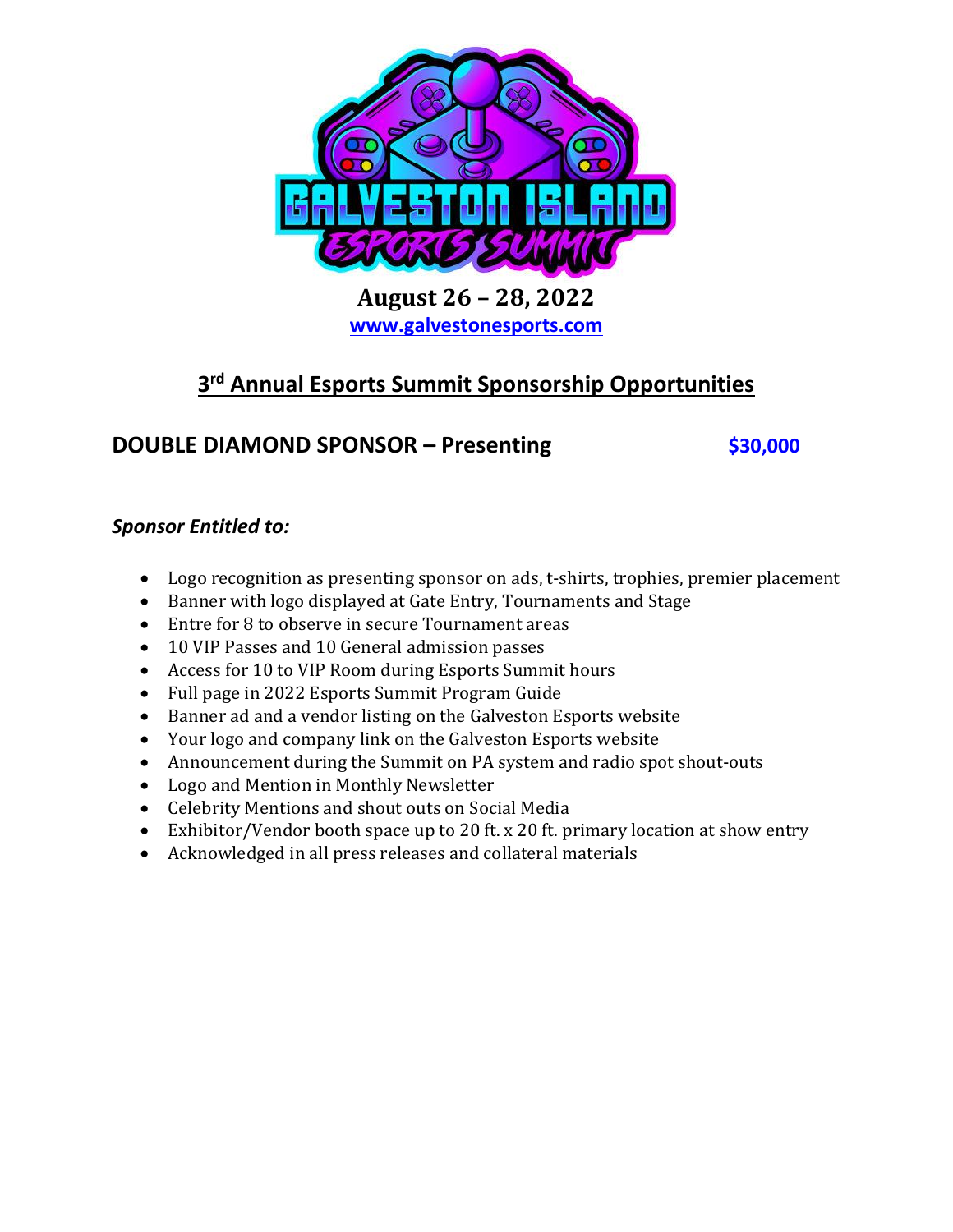**August 26 – 28, 2022**

**www.galvestonesports.com**

## 3rd Annual Esports Summit Sponsorship Opportunities

### DOUBLE DIAMOND SPONSOR – Presenting $30,000

***Sponsor Entitled to:***

- Logo recognition as presenting sponsor on ads, t-shirts, trophies, premier placement
- Banner with logo displayed at Gate Entry, Tournaments and Stage
- Entre for 8 to observe in secure Tournament areas
- 10 VIP Passes and 10 General admission passes
- Access for 10 to VIP Room during Esports Summit hours
- Full page in 2022 Esports Summit Program Guide
- Banner ad and a vendor listing on the Galveston Esports website
- Your logo and company link on the Galveston Esports website
- Announcement during the Summit on PA system and radio spot shout-outs
- Logo and Mention in Monthly Newsletter
- Celebrity Mentions and shout outs on Social Media
- Exhibitor/Vendor booth space up to 20 ft. x 20 ft. primary location at show entry
- Acknowledged in all press releases and collateral materials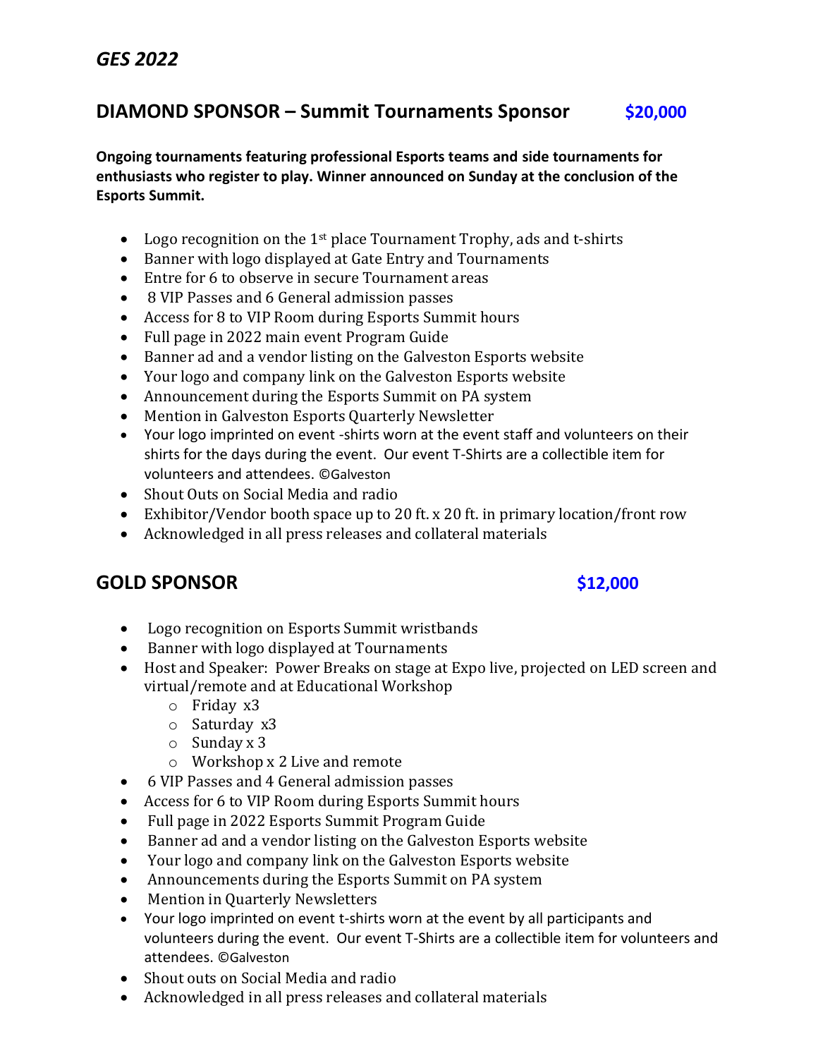*GES 2022*

## DIAMOND SPONSOR – Summit Tournaments Sponsor $20,000

**Ongoing tournaments featuring professional Esports teams and side tournaments for enthusiasts who register to play. Winner announced on Sunday at the conclusion of the Esports Summit.**

- Logo recognition on the 1st place Tournament Trophy, ads and t-shirts
- Banner with logo displayed at Gate Entry and Tournaments
- Entre for 6 to observe in secure Tournament areas
- 8 VIP Passes and 6 General admission passes
- Access for 8 to VIP Room during Esports Summit hours
- Full page in 2022 main event Program Guide
- Banner ad and a vendor listing on the Galveston Esports website
- Your logo and company link on the Galveston Esports website
- Announcement during the Esports Summit on PA system
- Mention in Galveston Esports Quarterly Newsletter
- Your logo imprinted on event -shirts worn at the event staff and volunteers on their shirts for the days during the event. Our event T-Shirts are a collectible item for volunteers and attendees. ©Galveston
- Shout Outs on Social Media and radio
- Exhibitor/Vendor booth space up to 20 ft. x 20 ft. in primary location/front row
- Acknowledged in all press releases and collateral materials

## GOLD SPONSOR $12,000

- Logo recognition on Esports Summit wristbands
- Banner with logo displayed at Tournaments
- Host and Speaker: Power Breaks on stage at Expo live, projected on LED screen and virtual/remote and at Educational Workshop
  - Friday x3
  - Saturday x3
  - Sunday x 3
  - Workshop x 2 Live and remote
- 6 VIP Passes and 4 General admission passes
- Access for 6 to VIP Room during Esports Summit hours
- Full page in 2022 Esports Summit Program Guide
- Banner ad and a vendor listing on the Galveston Esports website
- Your logo and company link on the Galveston Esports website
- Announcements during the Esports Summit on PA system
- Mention in Quarterly Newsletters
- Your logo imprinted on event t-shirts worn at the event by all participants and volunteers during the event. Our event T-Shirts are a collectible item for volunteers and attendees. ©Galveston
- Shout outs on Social Media and radio
- Acknowledged in all press releases and collateral materials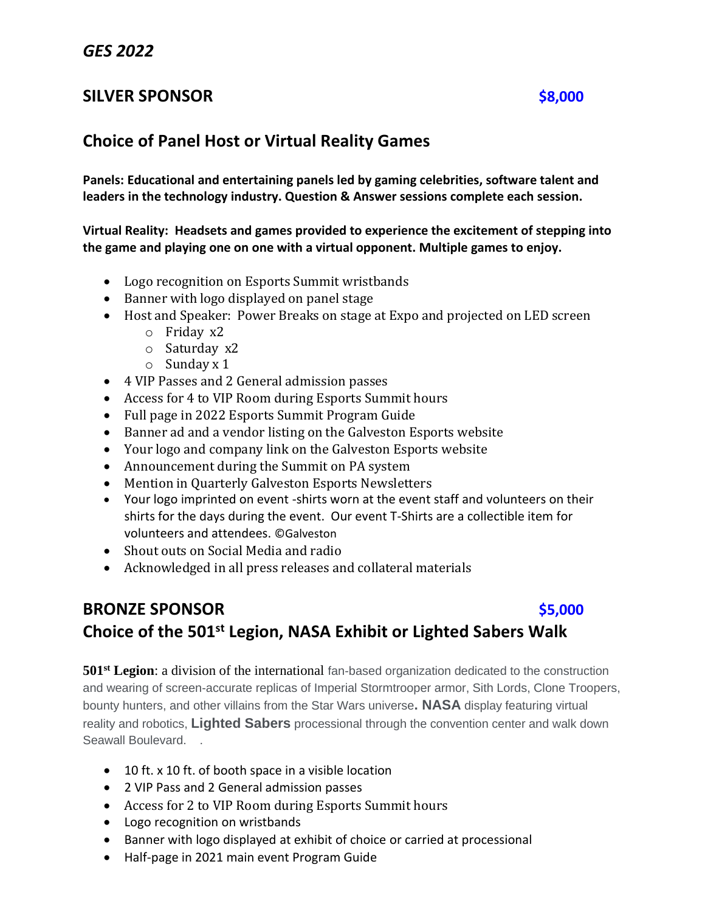*GES 2022*

## SILVER SPONSOR $8,000

## Choice of Panel Host or Virtual Reality Games

**Panels: Educational and entertaining panels led by gaming celebrities, software talent and leaders in the technology industry. Question & Answer sessions complete each session.**

**Virtual Reality: Headsets and games provided to experience the excitement of stepping into the game and playing one on one with a virtual opponent. Multiple games to enjoy.**

- Logo recognition on Esports Summit wristbands
- Banner with logo displayed on panel stage
- Host and Speaker: Power Breaks on stage at Expo and projected on LED screen
    - Friday x2
    - Saturday x2
    - Sunday x 1
- 4 VIP Passes and 2 General admission passes
- Access for 4 to VIP Room during Esports Summit hours
- Full page in 2022 Esports Summit Program Guide
- Banner ad and a vendor listing on the Galveston Esports website
- Your logo and company link on the Galveston Esports website
- Announcement during the Summit on PA system
- Mention in Quarterly Galveston Esports Newsletters
- Your logo imprinted on event -shirts worn at the event staff and volunteers on their shirts for the days during the event. Our event T-Shirts are a collectible item for volunteers and attendees. ©Galveston
- Shout outs on Social Media and radio
- Acknowledged in all press releases and collateral materials

## BRONZE SPONSOR $5,000

## Choice of the 501st Legion, NASA Exhibit or Lighted Sabers Walk

**501st Legion**: a division of the international fan-based organization dedicated to the construction and wearing of screen-accurate replicas of Imperial Stormtrooper armor, Sith Lords, Clone Troopers, bounty hunters, and other villains from the Star Wars universe. **NASA** display featuring virtual reality and robotics, **Lighted Sabers** processional through the convention center and walk down Seawall Boulevard. .

- 10 ft. x 10 ft. of booth space in a visible location
- 2 VIP Pass and 2 General admission passes
- Access for 2 to VIP Room during Esports Summit hours
- Logo recognition on wristbands
- Banner with logo displayed at exhibit of choice or carried at processional
- Half-page in 2021 main event Program Guide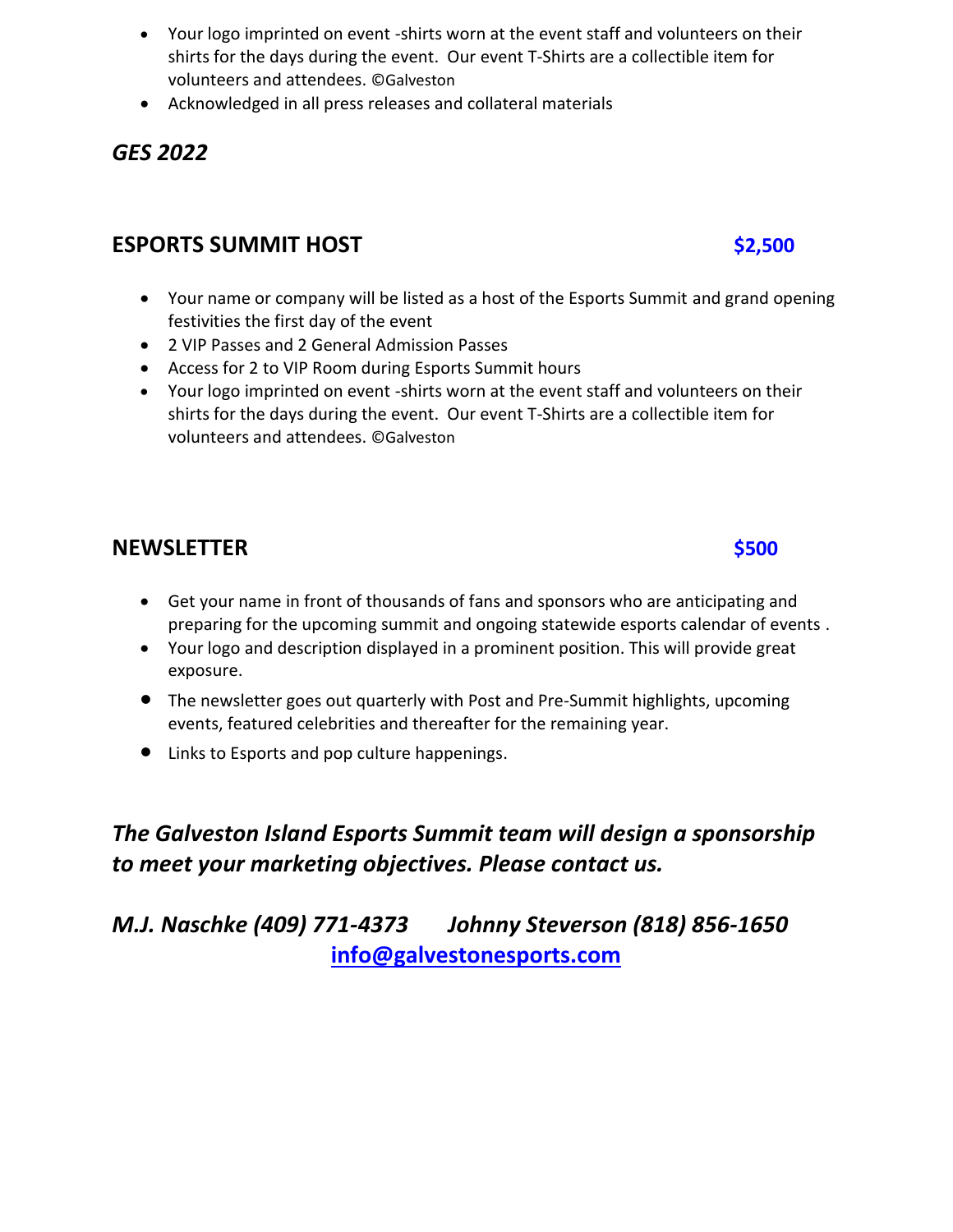- Your logo imprinted on event -shirts worn at the event staff and volunteers on their shirts for the days during the event. Our event T-Shirts are a collectible item for volunteers and attendees. ©Galveston
- Acknowledged in all press releases and collateral materials

***GES 2022***

## ESPORTS SUMMIT HOST **$2,500**

- Your name or company will be listed as a host of the Esports Summit and grand opening festivities the first day of the event
- 2 VIP Passes and 2 General Admission Passes
- Access for 2 to VIP Room during Esports Summit hours
- Your logo imprinted on event -shirts worn at the event staff and volunteers on their shirts for the days during the event. Our event T-Shirts are a collectible item for volunteers and attendees. ©Galveston

## NEWSLETTER **$500**

- Get your name in front of thousands of fans and sponsors who are anticipating and preparing for the upcoming summit and ongoing statewide esports calendar of events .
- Your logo and description displayed in a prominent position. This will provide great exposure.
- The newsletter goes out quarterly with Post and Pre-Summit highlights, upcoming events, featured celebrities and thereafter for the remaining year.
- Links to Esports and pop culture happenings.

***The Galveston Island Esports Summit team will design a sponsorship to meet your marketing objectives. Please contact us.***

***M.J. Naschke (409) 771-4373 Johnny Steverson (818) 856-1650***
**info@galvestonesports.com**